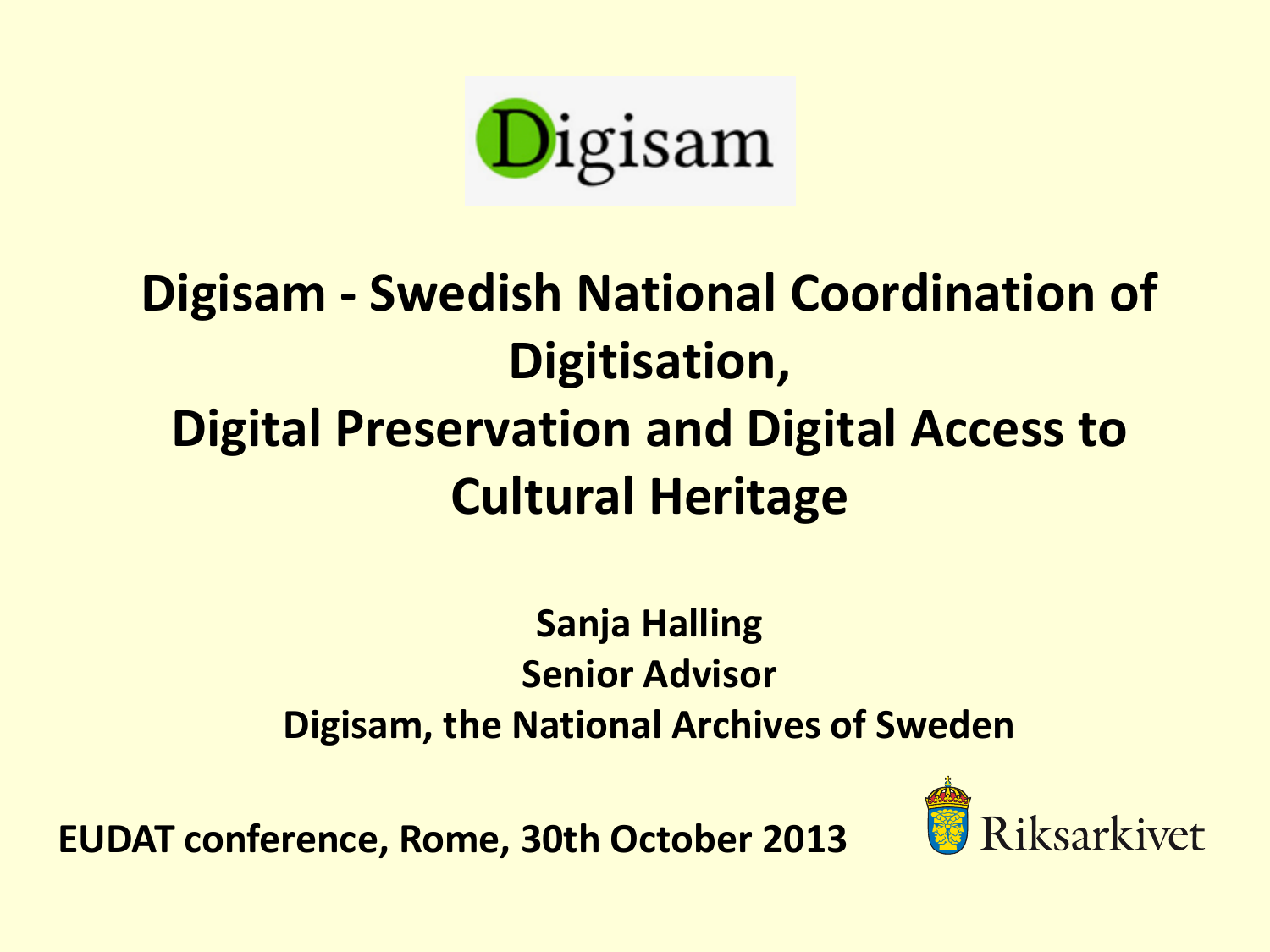Digisam

# Digisam - Swedish National Coordination of Digitisation, Digital Preservation and Digital Access to Cultural Heritage

**Sanja Halling**
**Senior Advisor**
**Digisam, the National Archives of Sweden**

**EUDAT conference, Rome, 30th October 2013**

Riksarkivet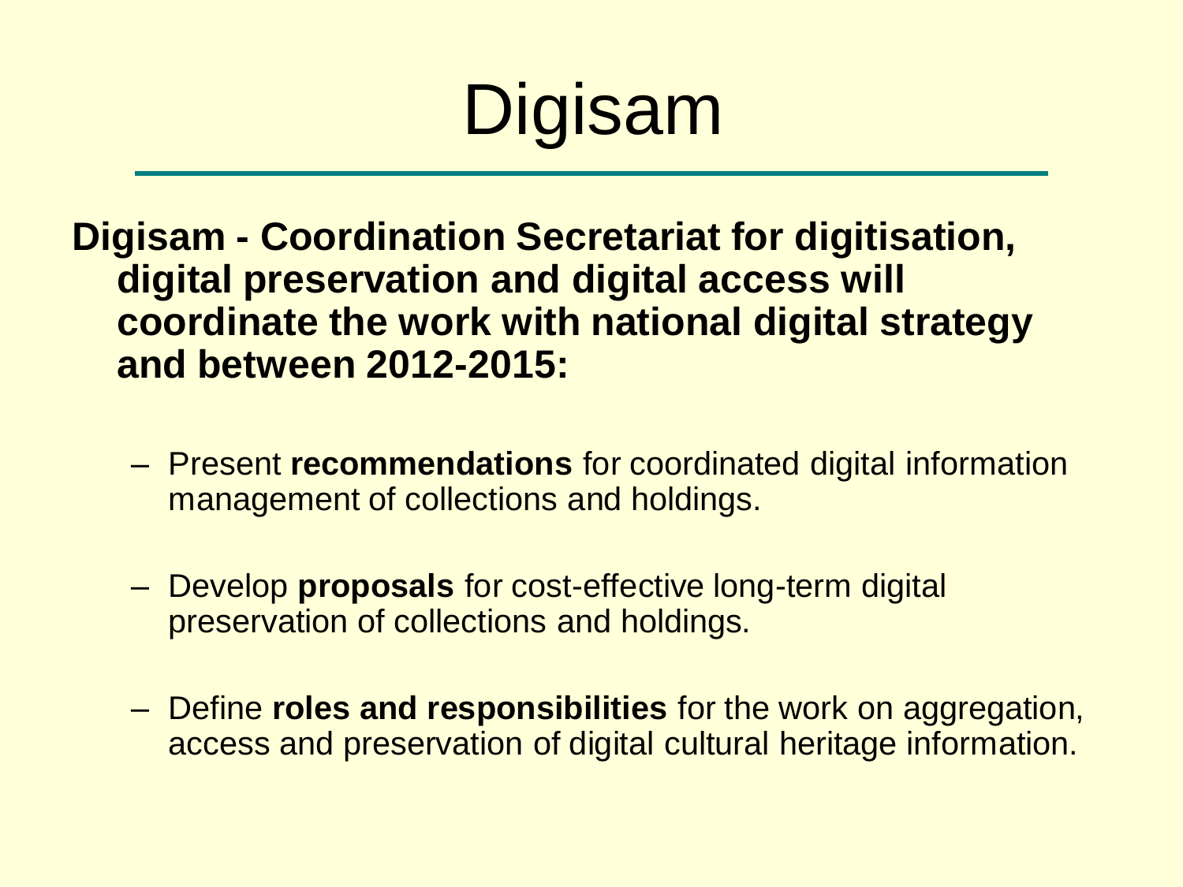# Digisam

**Digisam - Coordination Secretariat for digitisation, digital preservation and digital access will coordinate the work with national digital strategy and between 2012-2015:**

- Present **recommendations** for coordinated digital information management of collections and holdings.
- Develop **proposals** for cost-effective long-term digital preservation of collections and holdings.
- Define **roles and responsibilities** for the work on aggregation, access and preservation of digital cultural heritage information.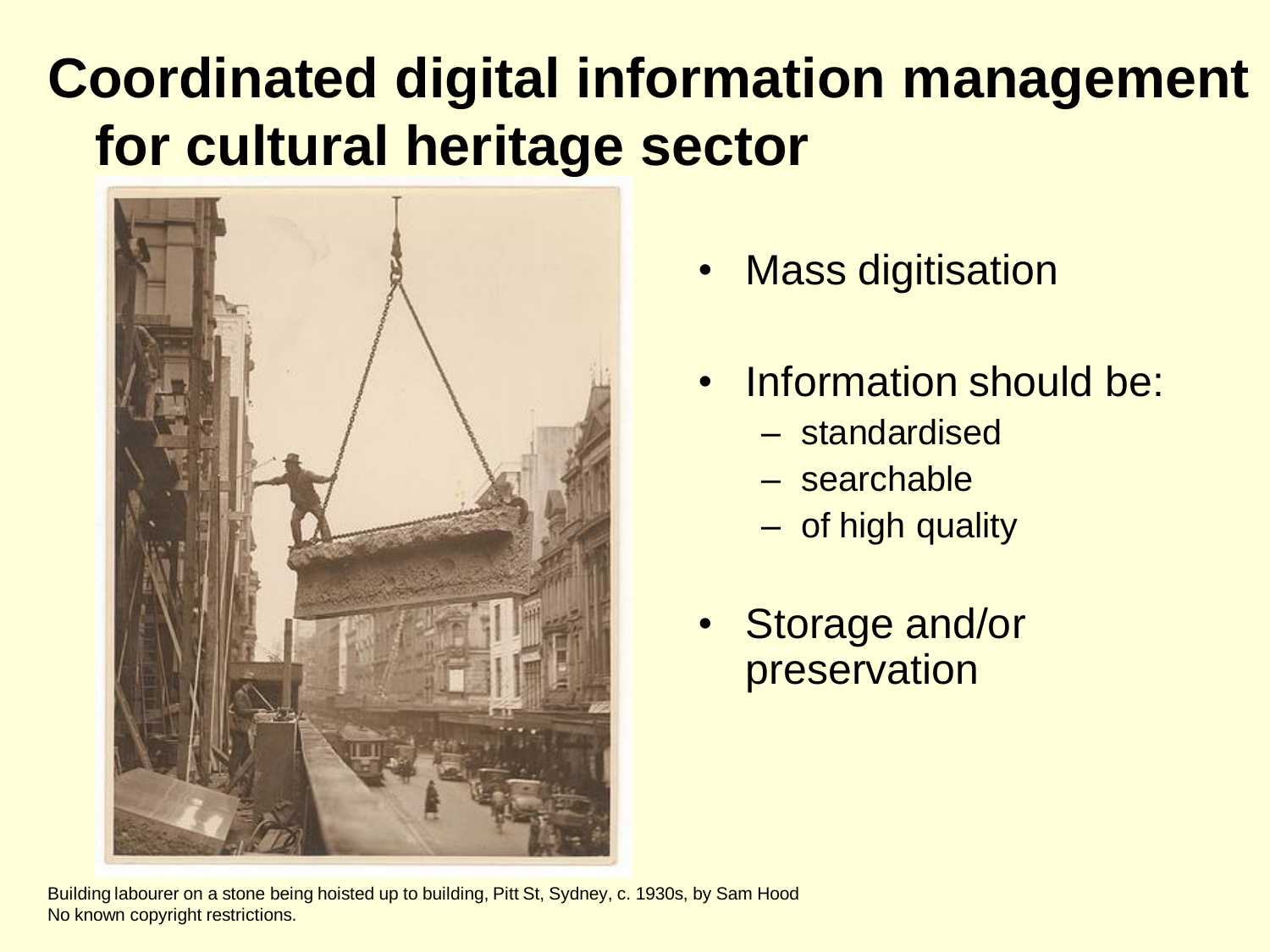# Coordinated digital information management for cultural heritage sector

- Mass digitisation
- Information should be:
  - standardised
  - searchable
  - of high quality
- Storage and/or preservation

Building labourer on a stone being hoisted up to building, Pitt St, Sydney, c. 1930s, by Sam Hood
No known copyright restrictions.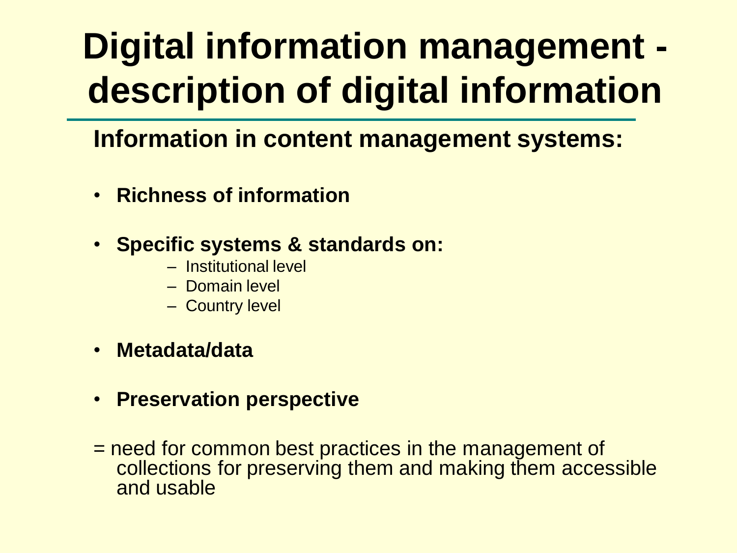# Digital information management - description of digital information

## Information in content management systems:

- **Richness of information**
- **Specific systems & standards on:**
  - Institutional level
  - Domain level
  - Country level
- **Metadata/data**
- **Preservation perspective**

= need for common best practices in the management of collections for preserving them and making them accessible and usable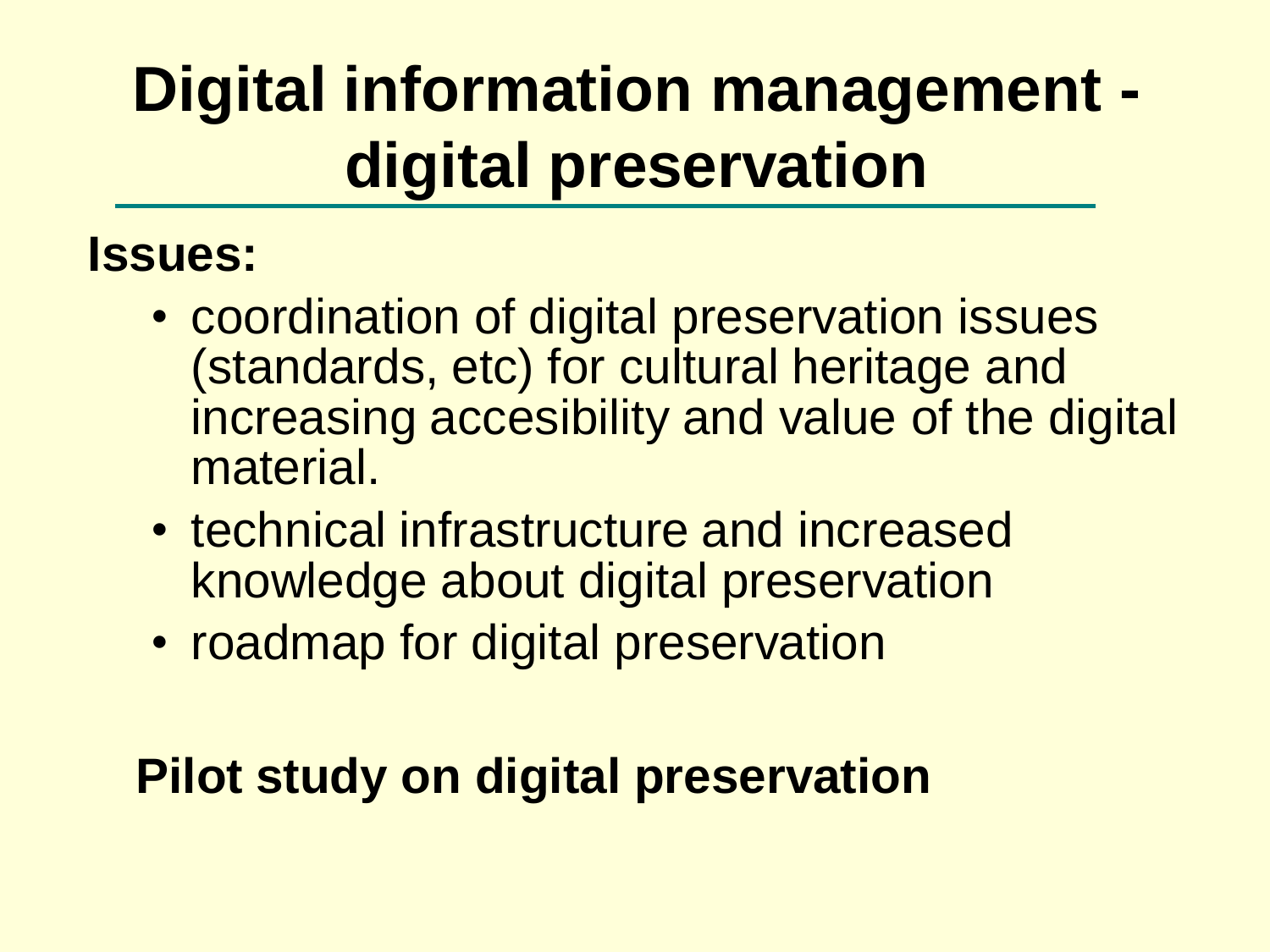# Digital information management - digital preservation

**Issues:**

- coordination of digital preservation issues (standards, etc) for cultural heritage and increasing accesibility and value of the digital material.
- technical infrastructure and increased knowledge about digital preservation
- roadmap for digital preservation

**Pilot study on digital preservation**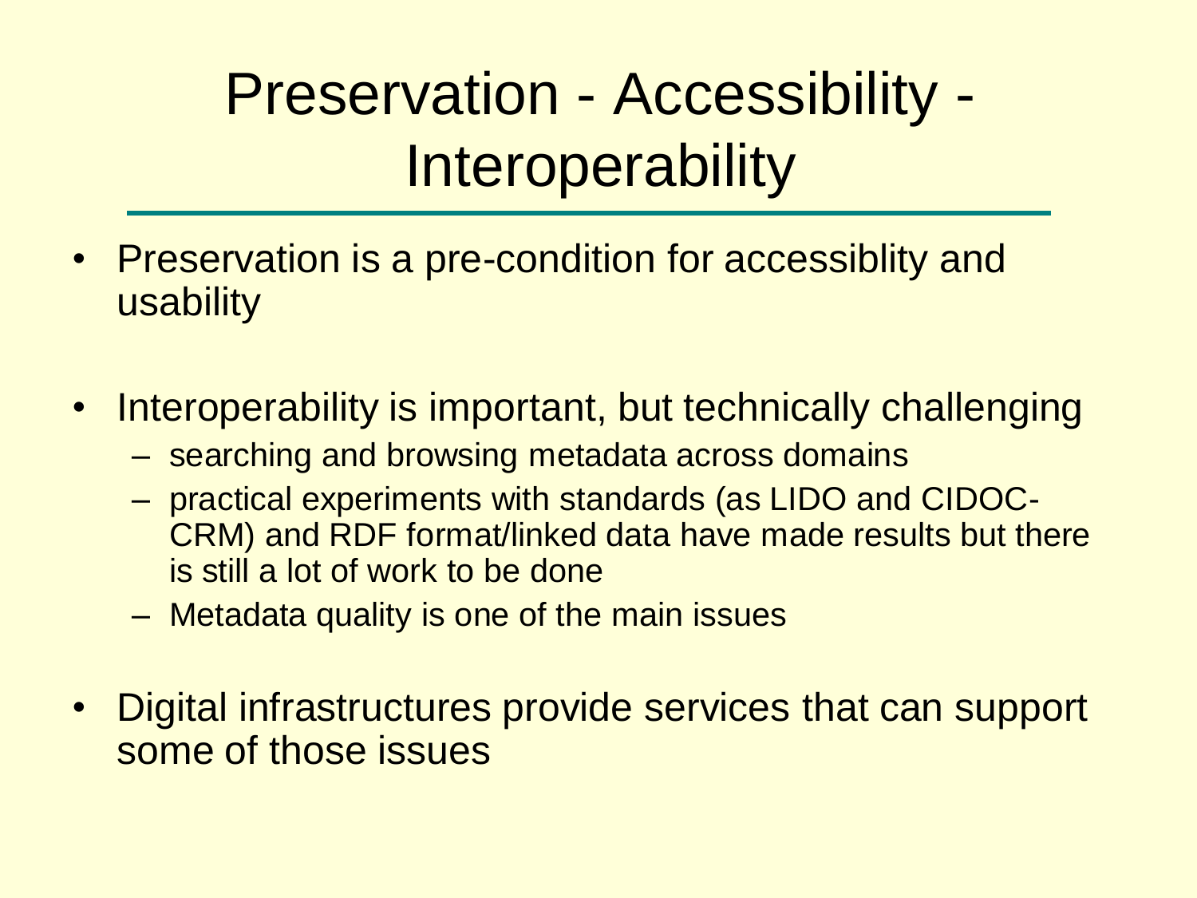# Preservation - Accessibility - Interoperability

- Preservation is a pre-condition for accessiblity and usability
- Interoperability is important, but technically challenging
  - searching and browsing metadata across domains
  - practical experiments with standards (as LIDO and CIDOC-CRM) and RDF format/linked data have made results but there is still a lot of work to be done
  - Metadata quality is one of the main issues
- Digital infrastructures provide services that can support some of those issues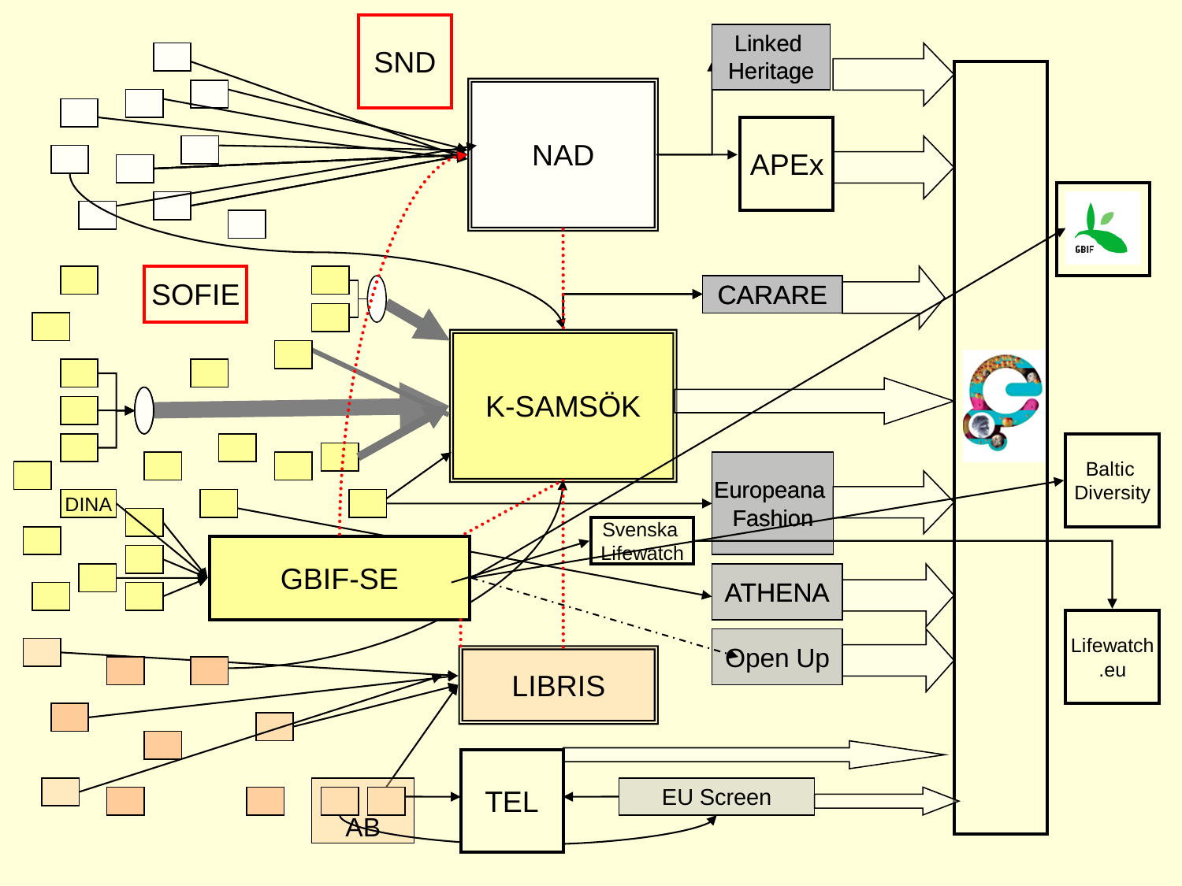SND

NAD

Linked Heritage

APEx

SOFIE

CARARE

K-SAMSÖK

DINA

GBIF-SE

Europeana Fashion

Svenska Lifewatch

ATHENA

Open Up

LIBRIS

Baltic Diversity

Lifewatch .eu

AB

TEL

EU Screen

GBIF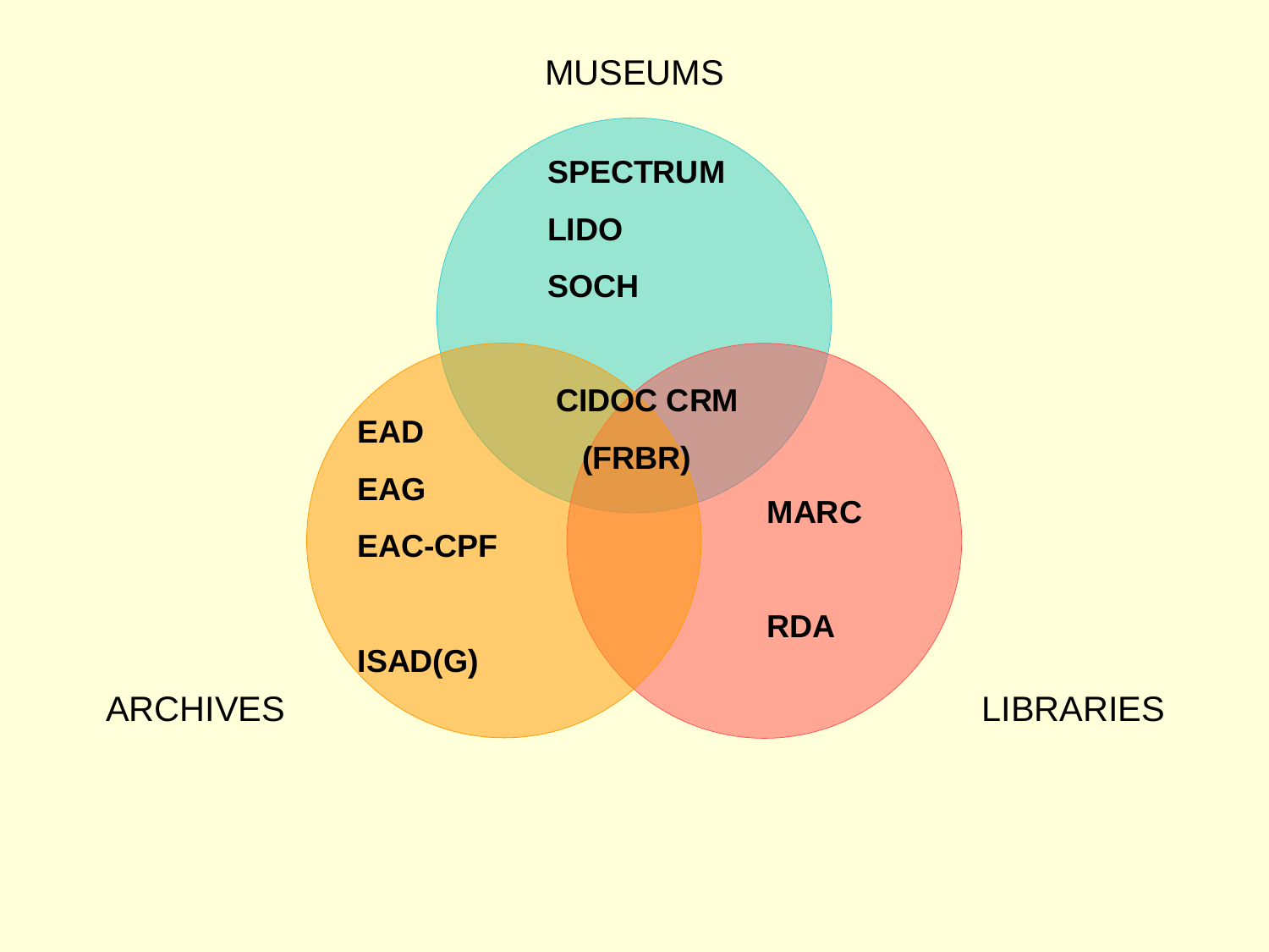MUSEUMS

SPECTRUM

LIDO

SOCH

CIDOC CRM

(FRBR)

EAD

EAG

EAC-CPF

ISAD(G)

MARC

RDA

ARCHIVES

LIBRARIES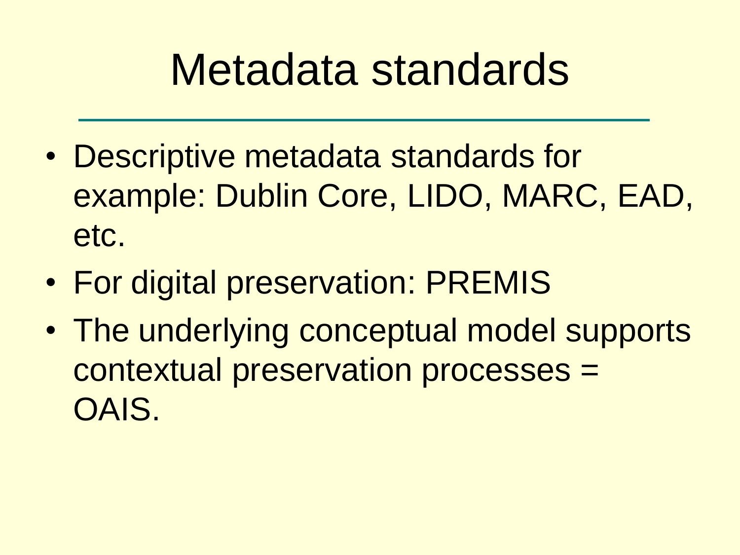# Metadata standards

- Descriptive metadata standards for example: Dublin Core, LIDO, MARC, EAD, etc.
- For digital preservation: PREMIS
- The underlying conceptual model supports contextual preservation processes = OAIS.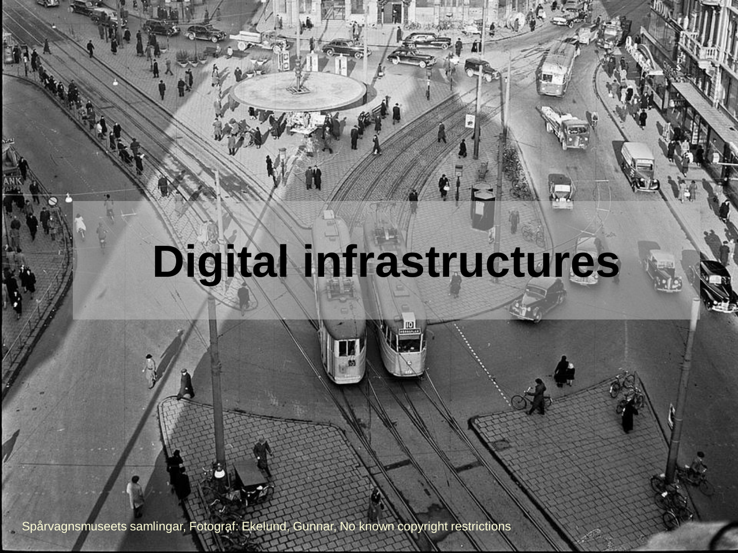# Digital infrastructures

Spårvagnsmuseets samlingar, Fotograf: Ekelund, Gunnar, No known copyright restrictions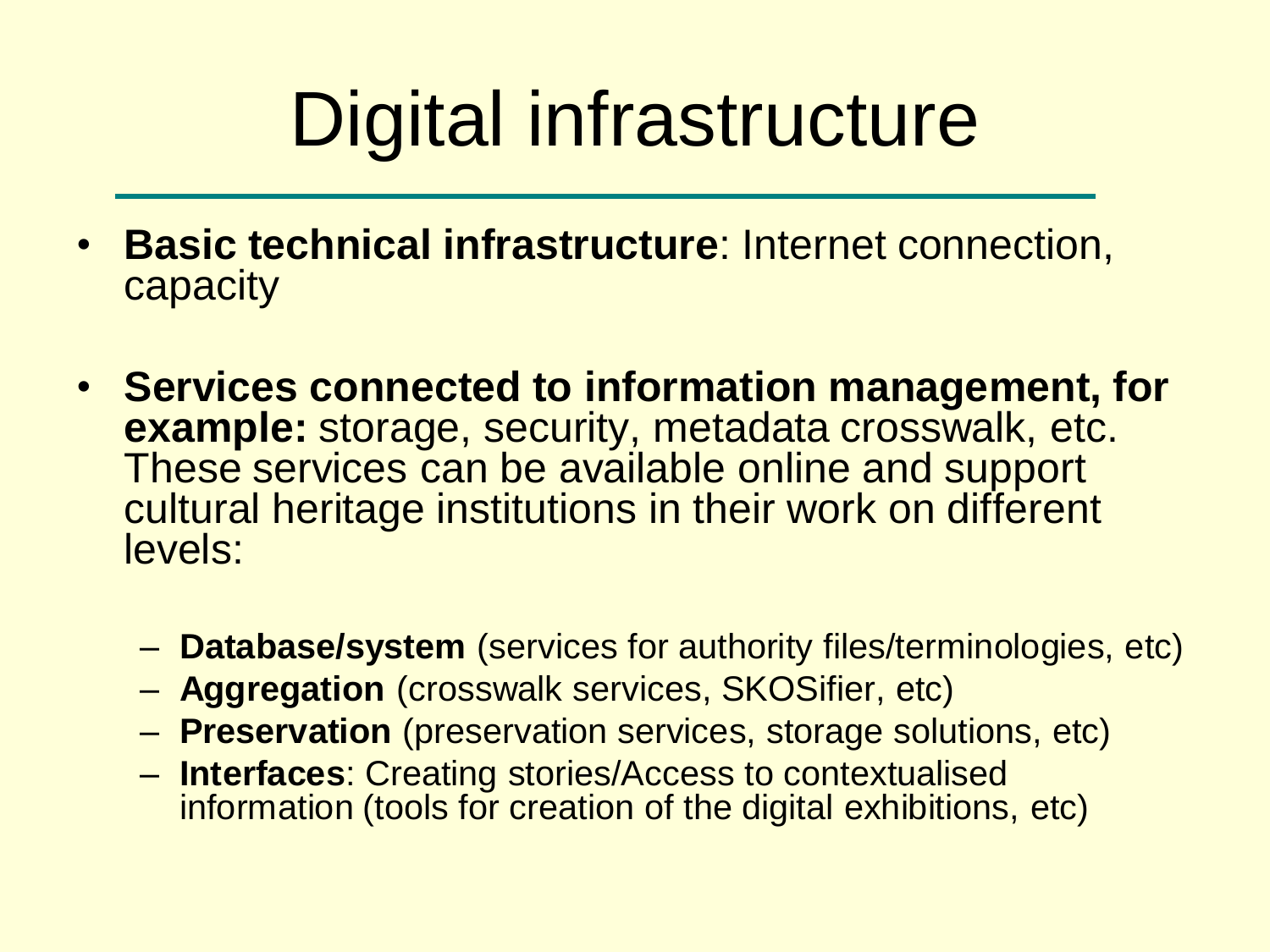# Digital infrastructure

- **Basic technical infrastructure**: Internet connection, capacity
- **Services connected to information management, for example:** storage, security, metadata crosswalk, etc. These services can be available online and support cultural heritage institutions in their work on different levels:
  - **Database/system** (services for authority files/terminologies, etc)
  - **Aggregation** (crosswalk services, SKOSifier, etc)
  - **Preservation** (preservation services, storage solutions, etc)
  - **Interfaces**: Creating stories/Access to contextualised information (tools for creation of the digital exhibitions, etc)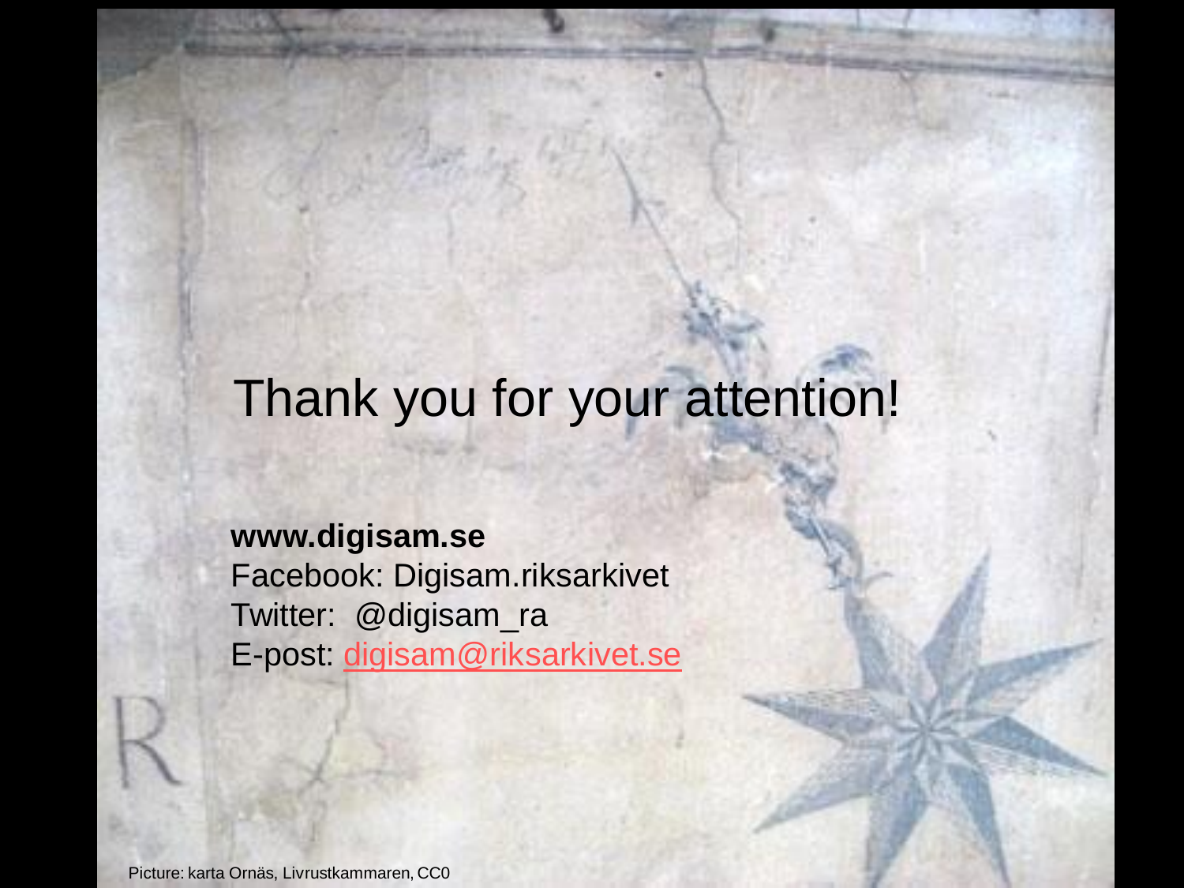# Thank you for your attention!

**www.digisam.se**
Facebook: Digisam.riksarkivet
Twitter: @digisam_ra
E-post: digisam@riksarkivet.se

Picture: karta Ornäs, Livrustkammaren, CC0